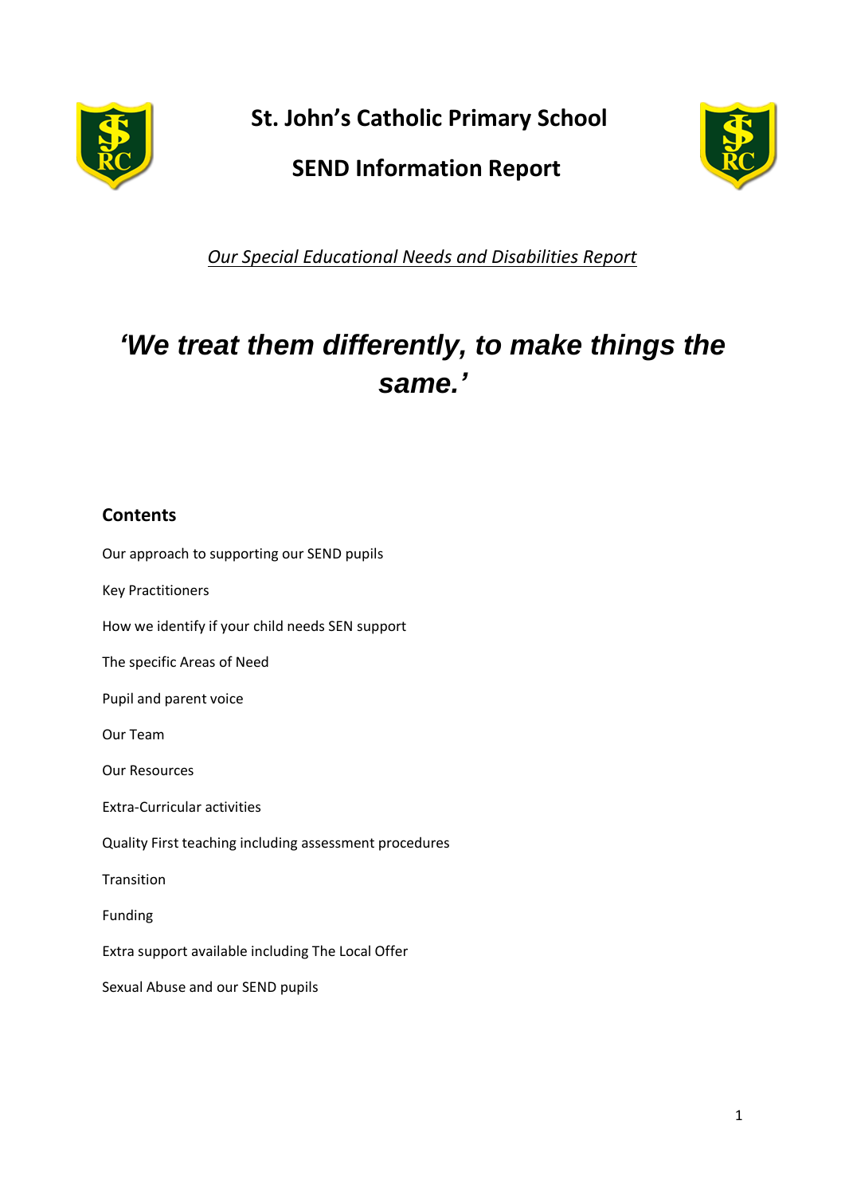# St. John's Catholic Primary School

# SEND Information Report

*Our Special Educational Needs and Disabilities Report*

***'We treat them differently, to make things the same.'***

## Contents

Our approach to supporting our SEND pupils

Key Practitioners

How we identify if your child needs SEN support

The specific Areas of Need

Pupil and parent voice

Our Team

Our Resources

Extra-Curricular activities

Quality First teaching including assessment procedures

Transition

Funding

Extra support available including The Local Offer

Sexual Abuse and our SEND pupils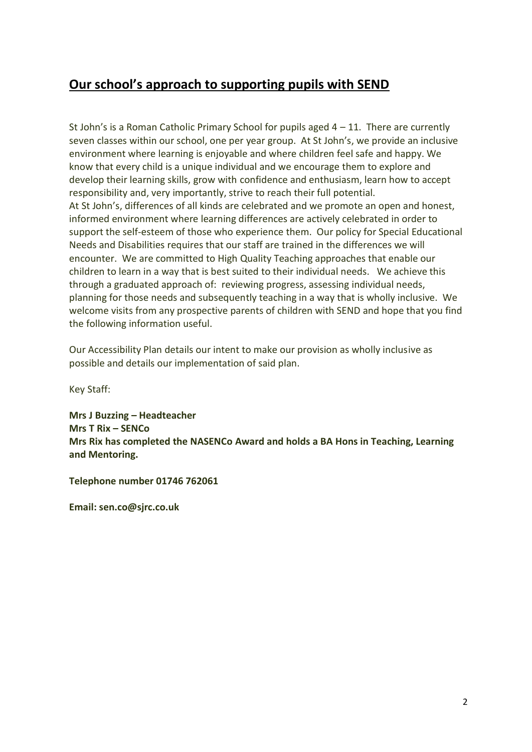## Our school's approach to supporting pupils with SEND

St John's is a Roman Catholic Primary School for pupils aged 4 – 11. There are currently seven classes within our school, one per year group. At St John's, we provide an inclusive environment where learning is enjoyable and where children feel safe and happy. We know that every child is a unique individual and we encourage them to explore and develop their learning skills, grow with confidence and enthusiasm, learn how to accept responsibility and, very importantly, strive to reach their full potential.
At St John's, differences of all kinds are celebrated and we promote an open and honest, informed environment where learning differences are actively celebrated in order to support the self-esteem of those who experience them. Our policy for Special Educational Needs and Disabilities requires that our staff are trained in the differences we will encounter. We are committed to High Quality Teaching approaches that enable our children to learn in a way that is best suited to their individual needs. We achieve this through a graduated approach of: reviewing progress, assessing individual needs, planning for those needs and subsequently teaching in a way that is wholly inclusive. We welcome visits from any prospective parents of children with SEND and hope that you find the following information useful.

Our Accessibility Plan details our intent to make our provision as wholly inclusive as possible and details our implementation of said plan.

Key Staff:

**Mrs J Buzzing – Headteacher**
**Mrs T Rix – SENCo**
**Mrs Rix has completed the NASENCo Award and holds a BA Hons in Teaching, Learning and Mentoring.**

**Telephone number 01746 762061**

**Email: sen.co@sjrc.co.uk**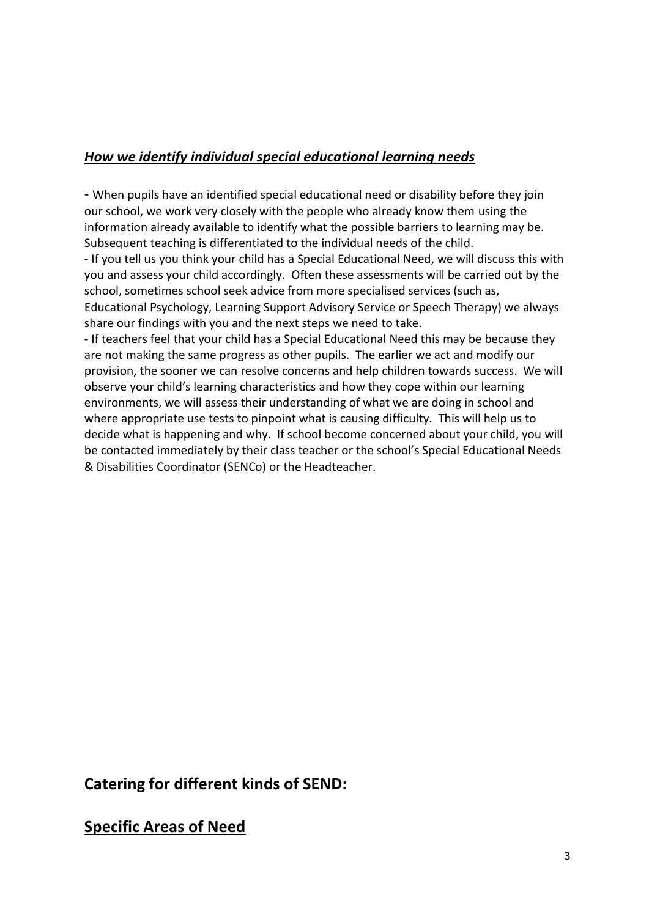### ***<u>How we identify individual special educational learning needs</u>***

- When pupils have an identified special educational need or disability before they join our school, we work very closely with the people who already know them using the information already available to identify what the possible barriers to learning may be. Subsequent teaching is differentiated to the individual needs of the child.
- If you tell us you think your child has a Special Educational Need, we will discuss this with you and assess your child accordingly. Often these assessments will be carried out by the school, sometimes school seek advice from more specialised services (such as, Educational Psychology, Learning Support Advisory Service or Speech Therapy) we always share our findings with you and the next steps we need to take.
- If teachers feel that your child has a Special Educational Need this may be because they are not making the same progress as other pupils. The earlier we act and modify our provision, the sooner we can resolve concerns and help children towards success. We will observe your child's learning characteristics and how they cope within our learning environments, we will assess their understanding of what we are doing in school and where appropriate use tests to pinpoint what is causing difficulty. This will help us to decide what is happening and why. If school become concerned about your child, you will be contacted immediately by their class teacher or the school's Special Educational Needs & Disabilities Coordinator (SENCo) or the Headteacher.

## <u>Catering for different kinds of SEND:</u>

## <u>Specific Areas of Need</u>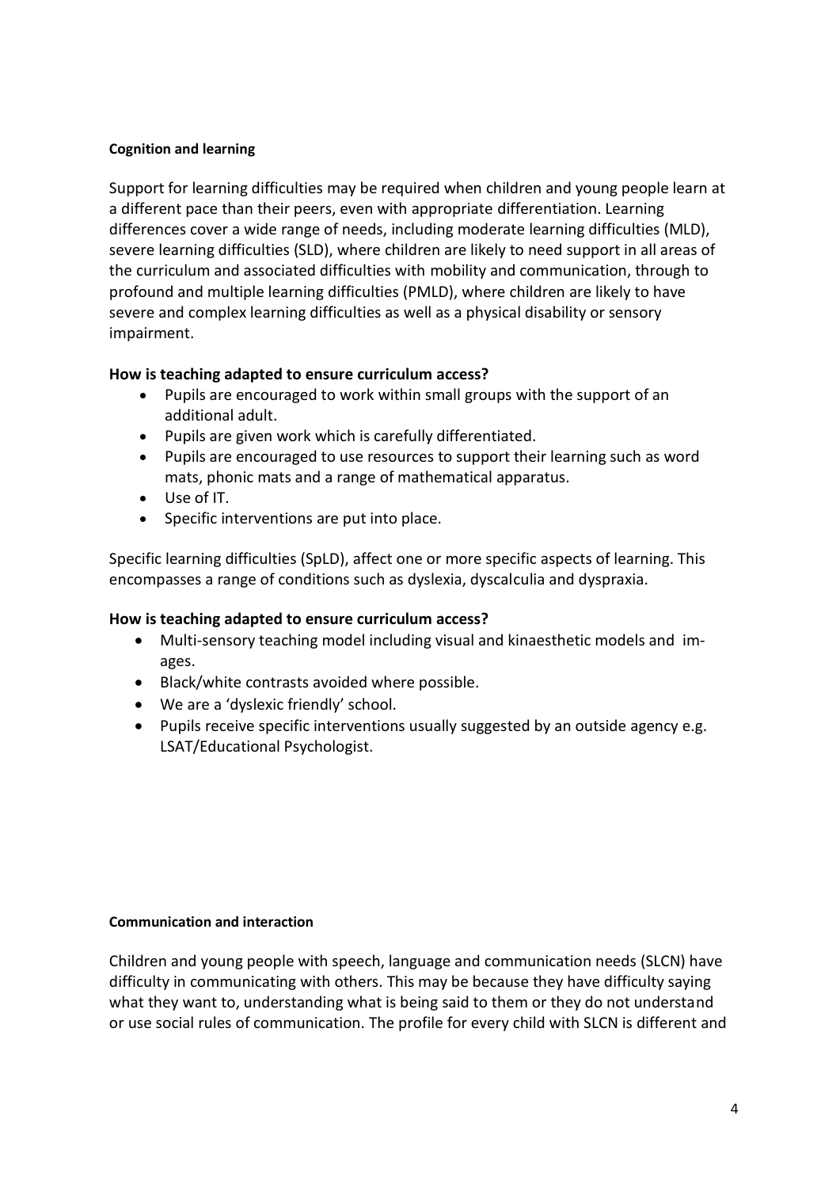**Cognition and learning**

Support for learning difficulties may be required when children and young people learn at a different pace than their peers, even with appropriate differentiation. Learning differences cover a wide range of needs, including moderate learning difficulties (MLD), severe learning difficulties (SLD), where children are likely to need support in all areas of the curriculum and associated difficulties with mobility and communication, through to profound and multiple learning difficulties (PMLD), where children are likely to have severe and complex learning difficulties as well as a physical disability or sensory impairment.

**How is teaching adapted to ensure curriculum access?**

- Pupils are encouraged to work within small groups with the support of an additional adult.
- Pupils are given work which is carefully differentiated.
- Pupils are encouraged to use resources to support their learning such as word mats, phonic mats and a range of mathematical apparatus.
- Use of IT.
- Specific interventions are put into place.

Specific learning difficulties (SpLD), affect one or more specific aspects of learning. This encompasses a range of conditions such as dyslexia, dyscalculia and dyspraxia.

**How is teaching adapted to ensure curriculum access?**

- Multi-sensory teaching model including visual and kinaesthetic models and images.
- Black/white contrasts avoided where possible.
- We are a 'dyslexic friendly' school.
- Pupils receive specific interventions usually suggested by an outside agency e.g. LSAT/Educational Psychologist.

**Communication and interaction**

Children and young people with speech, language and communication needs (SLCN) have difficulty in communicating with others. This may be because they have difficulty saying what they want to, understanding what is being said to them or they do not understand or use social rules of communication. The profile for every child with SLCN is different and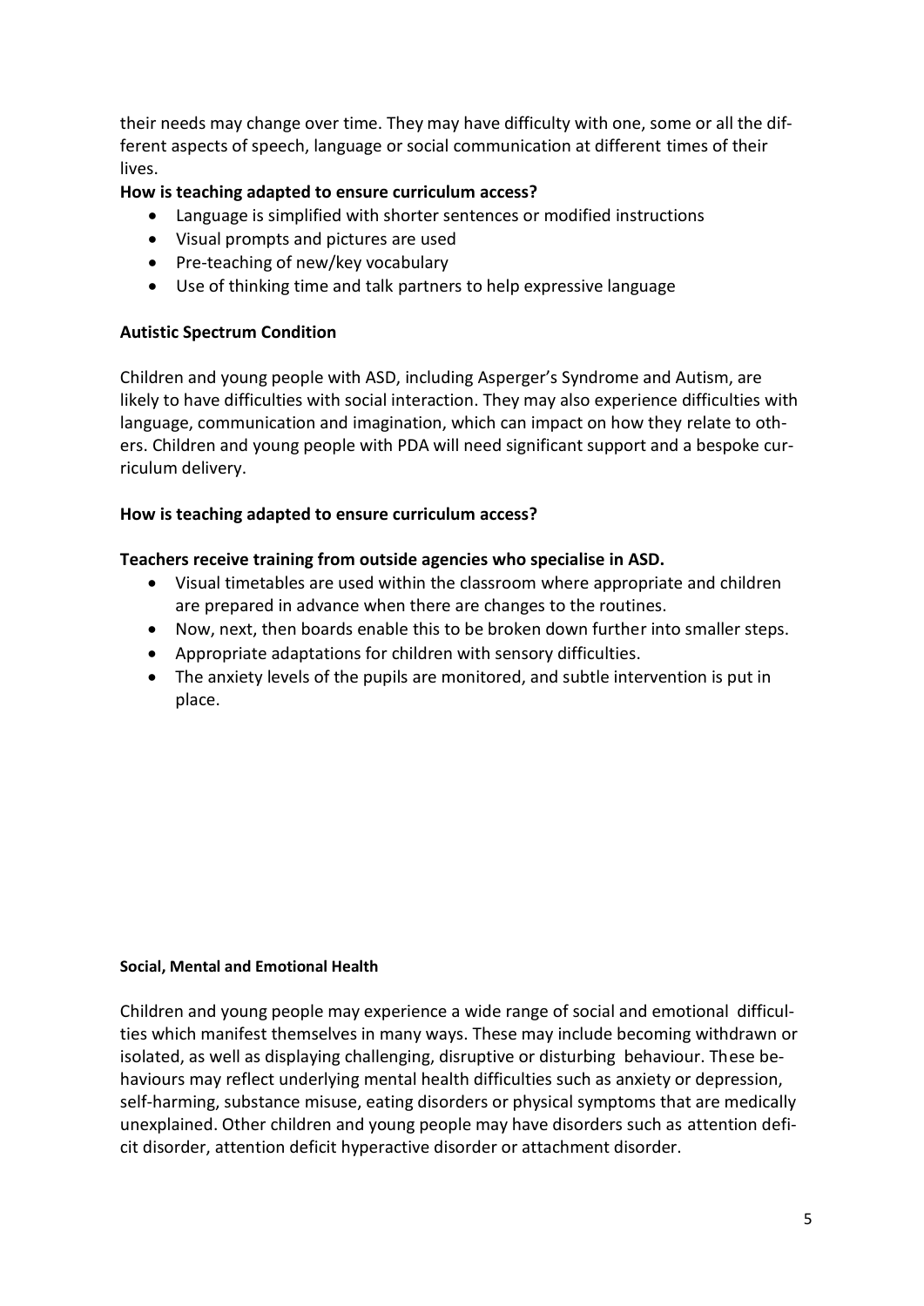their needs may change over time. They may have difficulty with one, some or all the different aspects of speech, language or social communication at different times of their lives.

**How is teaching adapted to ensure curriculum access?**

- Language is simplified with shorter sentences or modified instructions
- Visual prompts and pictures are used
- Pre-teaching of new/key vocabulary
- Use of thinking time and talk partners to help expressive language

**Autistic Spectrum Condition**

Children and young people with ASD, including Asperger's Syndrome and Autism, are likely to have difficulties with social interaction. They may also experience difficulties with language, communication and imagination, which can impact on how they relate to others. Children and young people with PDA will need significant support and a bespoke curriculum delivery.

**How is teaching adapted to ensure curriculum access?**

**Teachers receive training from outside agencies who specialise in ASD.**

- Visual timetables are used within the classroom where appropriate and children are prepared in advance when there are changes to the routines.
- Now, next, then boards enable this to be broken down further into smaller steps.
- Appropriate adaptations for children with sensory difficulties.
- The anxiety levels of the pupils are monitored, and subtle intervention is put in place.

**Social, Mental and Emotional Health**

Children and young people may experience a wide range of social and emotional difficulties which manifest themselves in many ways. These may include becoming withdrawn or isolated, as well as displaying challenging, disruptive or disturbing behaviour. These behaviours may reflect underlying mental health difficulties such as anxiety or depression, self-harming, substance misuse, eating disorders or physical symptoms that are medically unexplained. Other children and young people may have disorders such as attention deficit disorder, attention deficit hyperactive disorder or attachment disorder.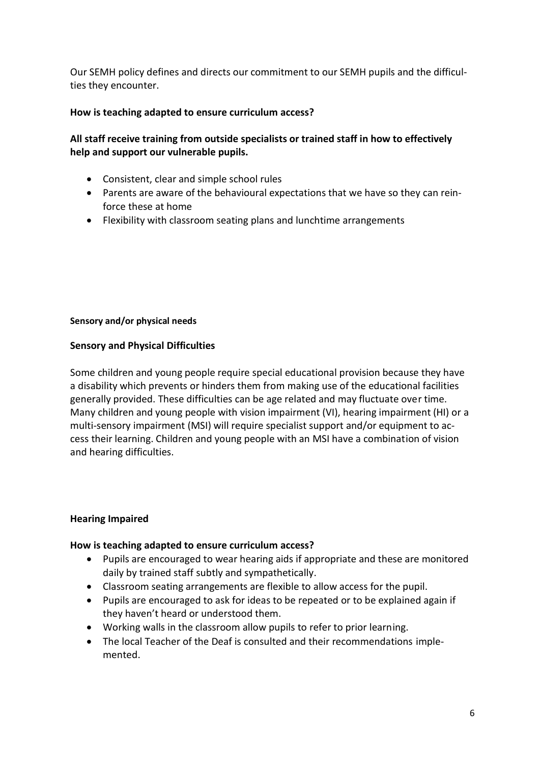Our SEMH policy defines and directs our commitment to our SEMH pupils and the difficulties they encounter.

**How is teaching adapted to ensure curriculum access?**

**All staff receive training from outside specialists or trained staff in how to effectively help and support our vulnerable pupils.**

- Consistent, clear and simple school rules
- Parents are aware of the behavioural expectations that we have so they can reinforce these at home
- Flexibility with classroom seating plans and lunchtime arrangements

**Sensory and/or physical needs**

### Sensory and Physical Difficulties

Some children and young people require special educational provision because they have a disability which prevents or hinders them from making use of the educational facilities generally provided. These difficulties can be age related and may fluctuate over time. Many children and young people with vision impairment (VI), hearing impairment (HI) or a multi-sensory impairment (MSI) will require specialist support and/or equipment to access their learning. Children and young people with an MSI have a combination of vision and hearing difficulties.

### Hearing Impaired

**How is teaching adapted to ensure curriculum access?**

- Pupils are encouraged to wear hearing aids if appropriate and these are monitored daily by trained staff subtly and sympathetically.
- Classroom seating arrangements are flexible to allow access for the pupil.
- Pupils are encouraged to ask for ideas to be repeated or to be explained again if they haven't heard or understood them.
- Working walls in the classroom allow pupils to refer to prior learning.
- The local Teacher of the Deaf is consulted and their recommendations implemented.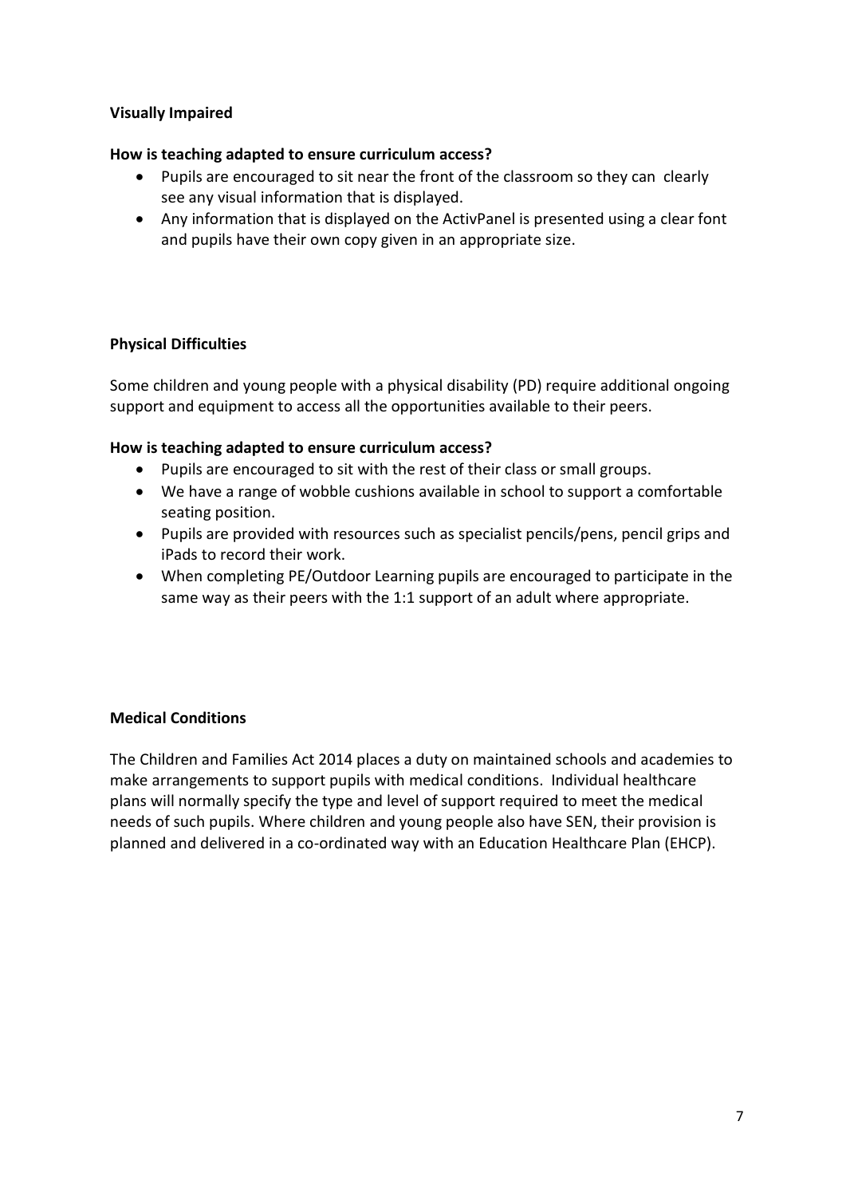**Visually Impaired**

**How is teaching adapted to ensure curriculum access?**

- Pupils are encouraged to sit near the front of the classroom so they can clearly see any visual information that is displayed.
- Any information that is displayed on the ActivPanel is presented using a clear font and pupils have their own copy given in an appropriate size.

**Physical Difficulties**

Some children and young people with a physical disability (PD) require additional ongoing support and equipment to access all the opportunities available to their peers.

**How is teaching adapted to ensure curriculum access?**

- Pupils are encouraged to sit with the rest of their class or small groups.
- We have a range of wobble cushions available in school to support a comfortable seating position.
- Pupils are provided with resources such as specialist pencils/pens, pencil grips and iPads to record their work.
- When completing PE/Outdoor Learning pupils are encouraged to participate in the same way as their peers with the 1:1 support of an adult where appropriate.

**Medical Conditions**

The Children and Families Act 2014 places a duty on maintained schools and academies to make arrangements to support pupils with medical conditions. Individual healthcare plans will normally specify the type and level of support required to meet the medical needs of such pupils. Where children and young people also have SEN, their provision is planned and delivered in a co-ordinated way with an Education Healthcare Plan (EHCP).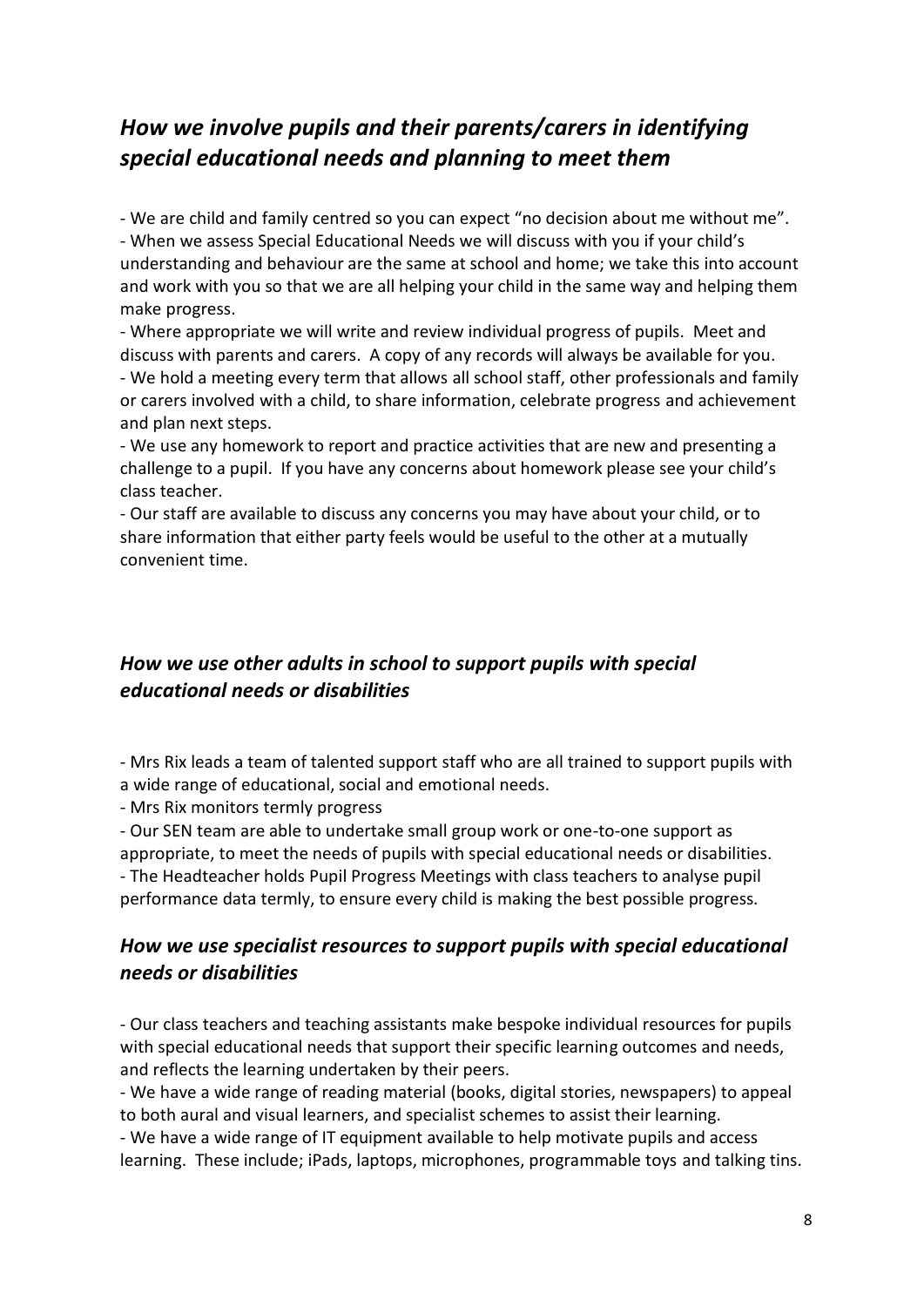## *How we involve pupils and their parents/carers in identifying special educational needs and planning to meet them*

- We are child and family centred so you can expect "no decision about me without me".
- When we assess Special Educational Needs we will discuss with you if your child's understanding and behaviour are the same at school and home; we take this into account and work with you so that we are all helping your child in the same way and helping them make progress.
- Where appropriate we will write and review individual progress of pupils. Meet and discuss with parents and carers. A copy of any records will always be available for you.
- We hold a meeting every term that allows all school staff, other professionals and family or carers involved with a child, to share information, celebrate progress and achievement and plan next steps.
- We use any homework to report and practice activities that are new and presenting a challenge to a pupil. If you have any concerns about homework please see your child's class teacher.
- Our staff are available to discuss any concerns you may have about your child, or to share information that either party feels would be useful to the other at a mutually convenient time.

## *How we use other adults in school to support pupils with special educational needs or disabilities*

- Mrs Rix leads a team of talented support staff who are all trained to support pupils with a wide range of educational, social and emotional needs.
- Mrs Rix monitors termly progress
- Our SEN team are able to undertake small group work or one-to-one support as appropriate, to meet the needs of pupils with special educational needs or disabilities.
- The Headteacher holds Pupil Progress Meetings with class teachers to analyse pupil performance data termly, to ensure every child is making the best possible progress.

## *How we use specialist resources to support pupils with special educational needs or disabilities*

- Our class teachers and teaching assistants make bespoke individual resources for pupils with special educational needs that support their specific learning outcomes and needs, and reflects the learning undertaken by their peers.
- We have a wide range of reading material (books, digital stories, newspapers) to appeal to both aural and visual learners, and specialist schemes to assist their learning.
- We have a wide range of IT equipment available to help motivate pupils and access learning. These include; iPads, laptops, microphones, programmable toys and talking tins.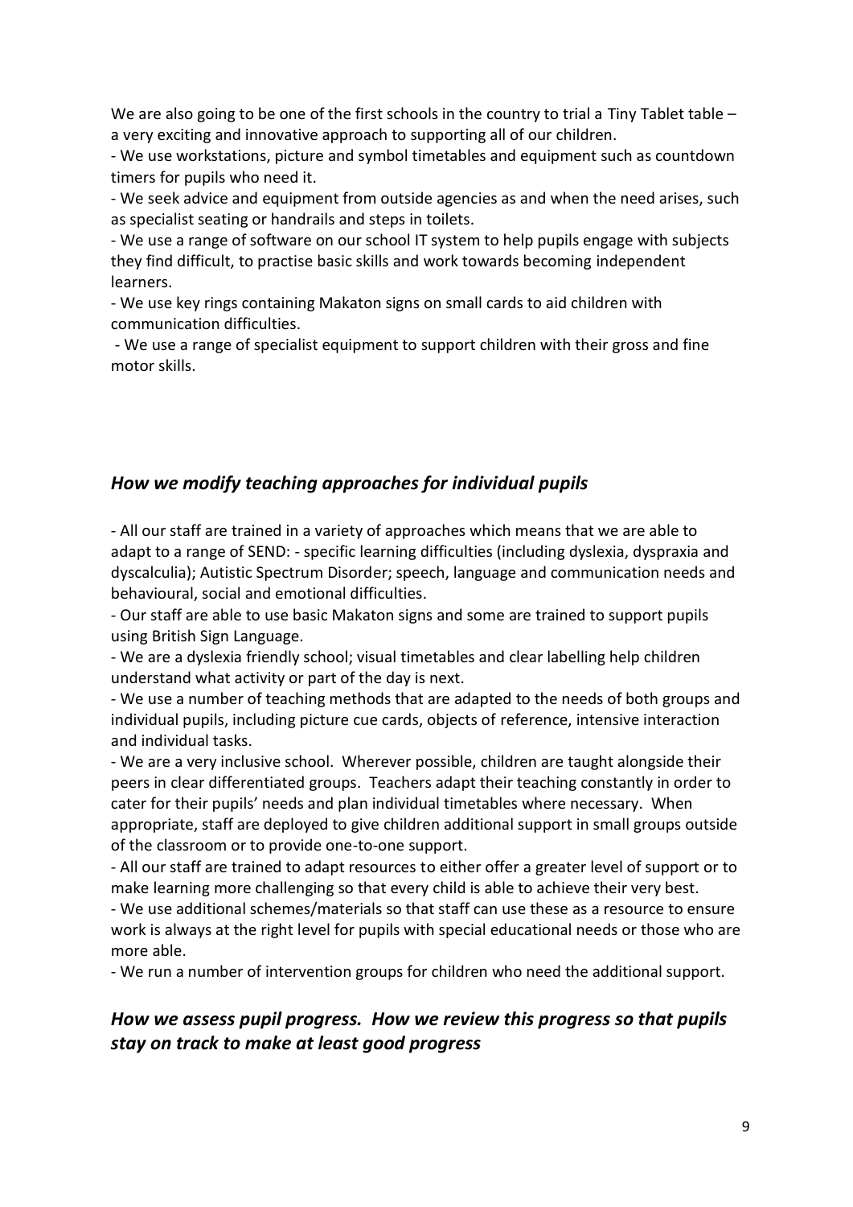We are also going to be one of the first schools in the country to trial a Tiny Tablet table – a very exciting and innovative approach to supporting all of our children.

- We use workstations, picture and symbol timetables and equipment such as countdown timers for pupils who need it.
- We seek advice and equipment from outside agencies as and when the need arises, such as specialist seating or handrails and steps in toilets.
- We use a range of software on our school IT system to help pupils engage with subjects they find difficult, to practise basic skills and work towards becoming independent learners.
- We use key rings containing Makaton signs on small cards to aid children with communication difficulties.
- We use a range of specialist equipment to support children with their gross and fine motor skills.

## *How we modify teaching approaches for individual pupils*

- All our staff are trained in a variety of approaches which means that we are able to adapt to a range of SEND: - specific learning difficulties (including dyslexia, dyspraxia and dyscalculia); Autistic Spectrum Disorder; speech, language and communication needs and behavioural, social and emotional difficulties.
- Our staff are able to use basic Makaton signs and some are trained to support pupils using British Sign Language.
- We are a dyslexia friendly school; visual timetables and clear labelling help children understand what activity or part of the day is next.
- We use a number of teaching methods that are adapted to the needs of both groups and individual pupils, including picture cue cards, objects of reference, intensive interaction and individual tasks.
- We are a very inclusive school. Wherever possible, children are taught alongside their peers in clear differentiated groups. Teachers adapt their teaching constantly in order to cater for their pupils' needs and plan individual timetables where necessary. When appropriate, staff are deployed to give children additional support in small groups outside of the classroom or to provide one-to-one support.
- All our staff are trained to adapt resources to either offer a greater level of support or to make learning more challenging so that every child is able to achieve their very best.
- We use additional schemes/materials so that staff can use these as a resource to ensure work is always at the right level for pupils with special educational needs or those who are more able.
- We run a number of intervention groups for children who need the additional support.

## *How we assess pupil progress. How we review this progress so that pupils stay on track to make at least good progress*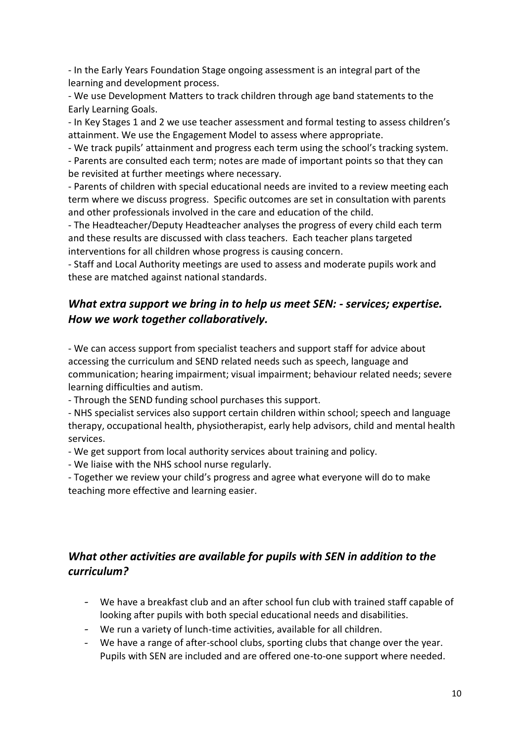- In the Early Years Foundation Stage ongoing assessment is an integral part of the learning and development process.
- We use Development Matters to track children through age band statements to the Early Learning Goals.
- In Key Stages 1 and 2 we use teacher assessment and formal testing to assess children's attainment. We use the Engagement Model to assess where appropriate.
- We track pupils' attainment and progress each term using the school's tracking system.
- Parents are consulted each term; notes are made of important points so that they can be revisited at further meetings where necessary.
- Parents of children with special educational needs are invited to a review meeting each term where we discuss progress. Specific outcomes are set in consultation with parents and other professionals involved in the care and education of the child.
- The Headteacher/Deputy Headteacher analyses the progress of every child each term and these results are discussed with class teachers. Each teacher plans targeted interventions for all children whose progress is causing concern.
- Staff and Local Authority meetings are used to assess and moderate pupils work and these are matched against national standards.

### *What extra support we bring in to help us meet SEN: - services; expertise. How we work together collaboratively.*

- We can access support from specialist teachers and support staff for advice about accessing the curriculum and SEND related needs such as speech, language and communication; hearing impairment; visual impairment; behaviour related needs; severe learning difficulties and autism.
- Through the SEND funding school purchases this support.
- NHS specialist services also support certain children within school; speech and language therapy, occupational health, physiotherapist, early help advisors, child and mental health services.
- We get support from local authority services about training and policy.
- We liaise with the NHS school nurse regularly.
- Together we review your child's progress and agree what everyone will do to make teaching more effective and learning easier.

### *What other activities are available for pupils with SEN in addition to the curriculum?*

- We have a breakfast club and an after school fun club with trained staff capable of looking after pupils with both special educational needs and disabilities.
- We run a variety of lunch-time activities, available for all children.
- We have a range of after-school clubs, sporting clubs that change over the year. Pupils with SEN are included and are offered one-to-one support where needed.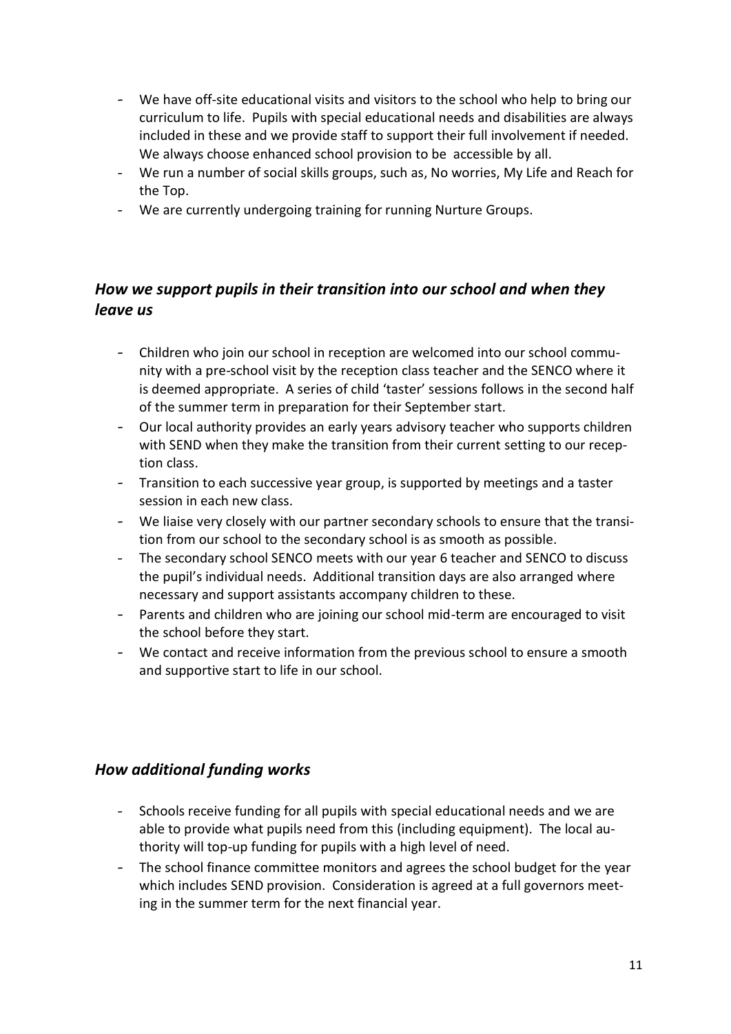- We have off-site educational visits and visitors to the school who help to bring our curriculum to life. Pupils with special educational needs and disabilities are always included in these and we provide staff to support their full involvement if needed. We always choose enhanced school provision to be accessible by all.
- We run a number of social skills groups, such as, No worries, My Life and Reach for the Top.
- We are currently undergoing training for running Nurture Groups.

## *How we support pupils in their transition into our school and when they leave us*

- Children who join our school in reception are welcomed into our school community with a pre-school visit by the reception class teacher and the SENCO where it is deemed appropriate. A series of child 'taster' sessions follows in the second half of the summer term in preparation for their September start.
- Our local authority provides an early years advisory teacher who supports children with SEND when they make the transition from their current setting to our reception class.
- Transition to each successive year group, is supported by meetings and a taster session in each new class.
- We liaise very closely with our partner secondary schools to ensure that the transition from our school to the secondary school is as smooth as possible.
- The secondary school SENCO meets with our year 6 teacher and SENCO to discuss the pupil's individual needs. Additional transition days are also arranged where necessary and support assistants accompany children to these.
- Parents and children who are joining our school mid-term are encouraged to visit the school before they start.
- We contact and receive information from the previous school to ensure a smooth and supportive start to life in our school.

## *How additional funding works*

- Schools receive funding for all pupils with special educational needs and we are able to provide what pupils need from this (including equipment). The local authority will top-up funding for pupils with a high level of need.
- The school finance committee monitors and agrees the school budget for the year which includes SEND provision. Consideration is agreed at a full governors meeting in the summer term for the next financial year.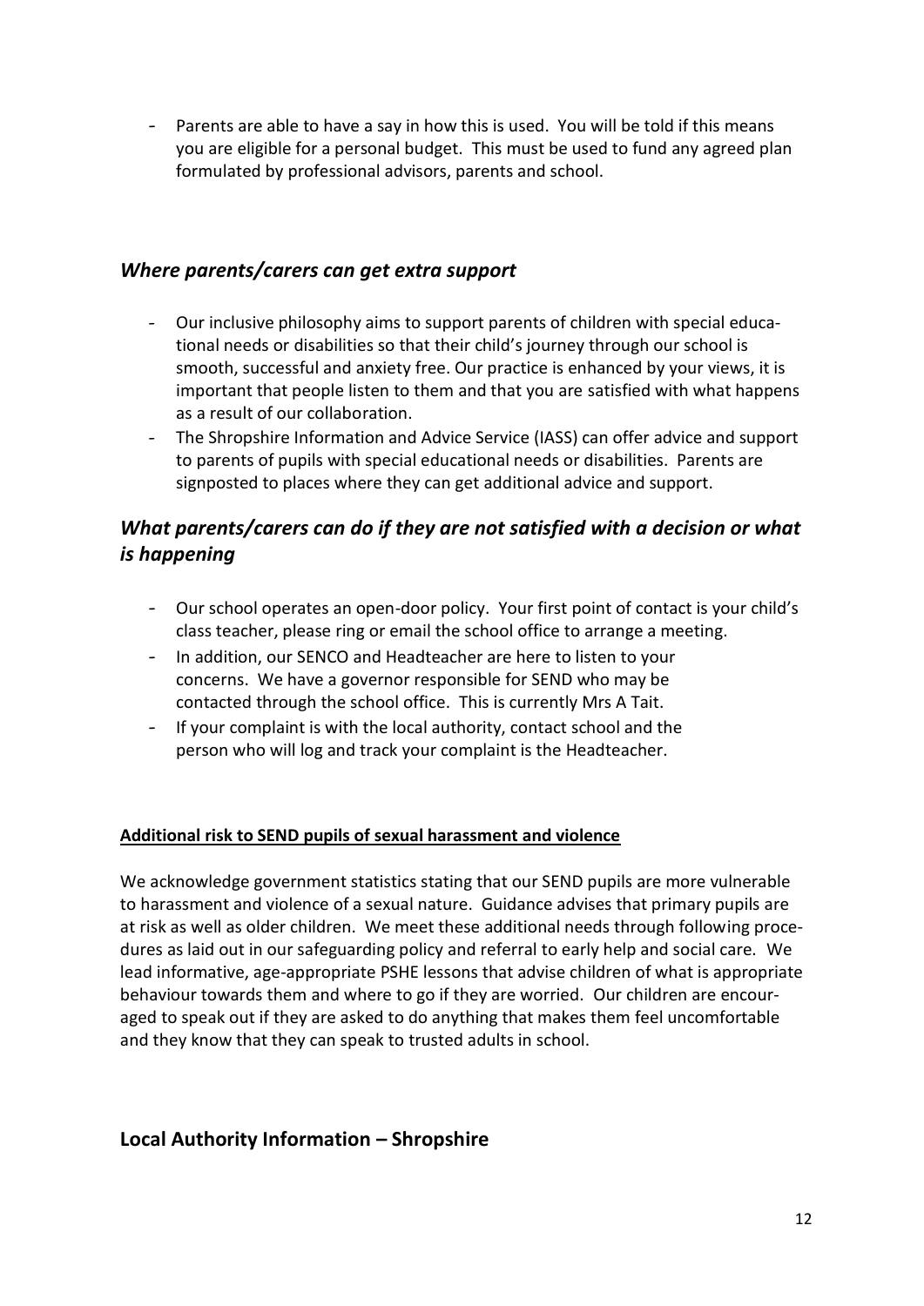- Parents are able to have a say in how this is used. You will be told if this means you are eligible for a personal budget. This must be used to fund any agreed plan formulated by professional advisors, parents and school.

### *Where parents/carers can get extra support*

- Our inclusive philosophy aims to support parents of children with special educational needs or disabilities so that their child's journey through our school is smooth, successful and anxiety free. Our practice is enhanced by your views, it is important that people listen to them and that you are satisfied with what happens as a result of our collaboration.
- The Shropshire Information and Advice Service (IASS) can offer advice and support to parents of pupils with special educational needs or disabilities. Parents are signposted to places where they can get additional advice and support.

### *What parents/carers can do if they are not satisfied with a decision or what is happening*

- Our school operates an open-door policy. Your first point of contact is your child's class teacher, please ring or email the school office to arrange a meeting.
- In addition, our SENCO and Headteacher are here to listen to your concerns. We have a governor responsible for SEND who may be contacted through the school office. This is currently Mrs A Tait.
- If your complaint is with the local authority, contact school and the person who will log and track your complaint is the Headteacher.

**Additional risk to SEND pupils of sexual harassment and violence**

We acknowledge government statistics stating that our SEND pupils are more vulnerable to harassment and violence of a sexual nature. Guidance advises that primary pupils are at risk as well as older children. We meet these additional needs through following procedures as laid out in our safeguarding policy and referral to early help and social care. We lead informative, age-appropriate PSHE lessons that advise children of what is appropriate behaviour towards them and where to go if they are worried. Our children are encouraged to speak out if they are asked to do anything that makes them feel uncomfortable and they know that they can speak to trusted adults in school.

### Local Authority Information – Shropshire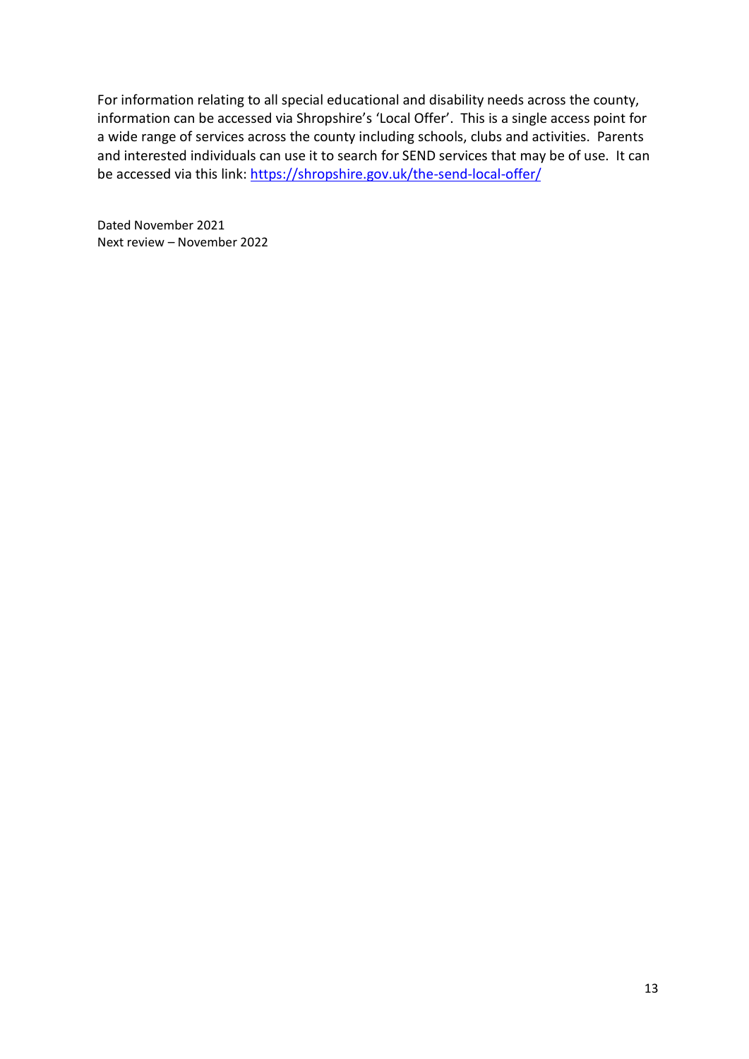For information relating to all special educational and disability needs across the county, information can be accessed via Shropshire's 'Local Offer'. This is a single access point for a wide range of services across the county including schools, clubs and activities. Parents and interested individuals can use it to search for SEND services that may be of use. It can be accessed via this link: [https://shropshire.gov.uk/the-send-local-offer/](https://shropshire.gov.uk/the-send-local-offer/)

Dated November 2021
Next review – November 2022